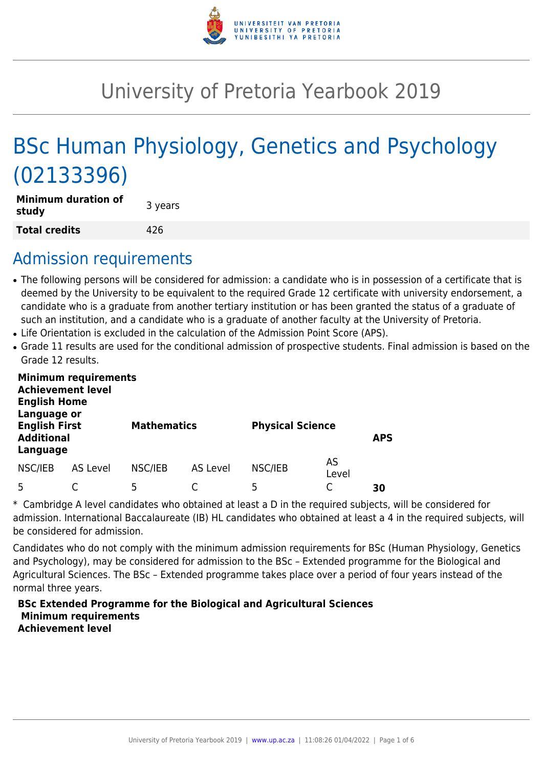# University of Pretoria Yearbook 2019

# BSc Human Physiology, Genetics and Psychology (02133396)

| **Minimum duration of study** | 3 years |
|---|---|
| **Total credits** | 426 |

## Admission requirements

- The following persons will be considered for admission: a candidate who is in possession of a certificate that is deemed by the University to be equivalent to the required Grade 12 certificate with university endorsement, a candidate who is a graduate from another tertiary institution or has been granted the status of a graduate of such an institution, and a candidate who is a graduate of another faculty at the University of Pretoria.
- Life Orientation is excluded in the calculation of the Admission Point Score (APS).
- Grade 11 results are used for the conditional admission of prospective students. Final admission is based on the Grade 12 results.

| **Minimum requirements Achievement level English Home Language or English First Additional Language** | | **Mathematics** | | **Physical Science** | | **APS** |
|---|---|---|---|---|---|---|
| NSC/IEB | AS Level | NSC/IEB | AS Level | NSC/IEB | AS Level | |
| 5 | C | 5 | C | 5 | C | **30** |

* Cambridge A level candidates who obtained at least a D in the required subjects, will be considered for admission. International Baccalaureate (IB) HL candidates who obtained at least a 4 in the required subjects, will be considered for admission.

Candidates who do not comply with the minimum admission requirements for BSc (Human Physiology, Genetics and Psychology), may be considered for admission to the BSc – Extended programme for the Biological and Agricultural Sciences. The BSc – Extended programme takes place over a period of four years instead of the normal three years.

**BSc Extended Programme for the Biological and Agricultural Sciences**
**Minimum requirements**
**Achievement level**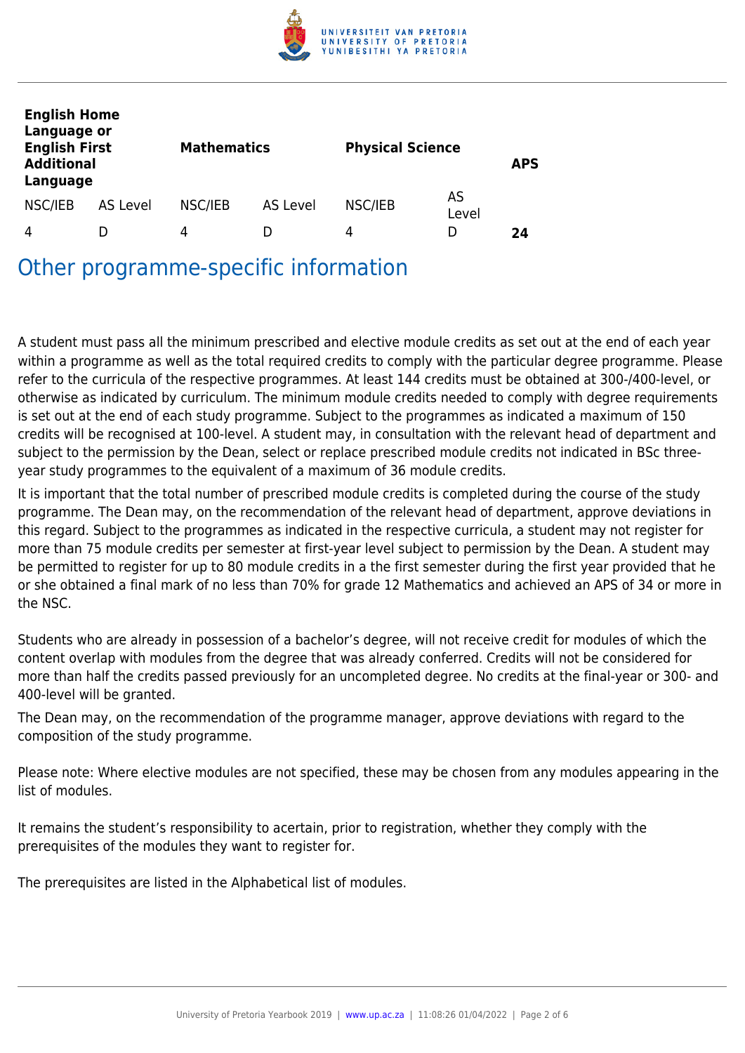| English Home Language or English First Additional Language | | Mathematics | | Physical Science | | APS |
|---|---|---|---|---|---|---|
| NSC/IEB | AS Level | NSC/IEB | AS Level | NSC/IEB | AS Level | |
| 4 | D | 4 | D | 4 | D | **24** |

## Other programme-specific information

A student must pass all the minimum prescribed and elective module credits as set out at the end of each year within a programme as well as the total required credits to comply with the particular degree programme. Please refer to the curricula of the respective programmes. At least 144 credits must be obtained at 300-/400-level, or otherwise as indicated by curriculum. The minimum module credits needed to comply with degree requirements is set out at the end of each study programme. Subject to the programmes as indicated a maximum of 150 credits will be recognised at 100-level. A student may, in consultation with the relevant head of department and subject to the permission by the Dean, select or replace prescribed module credits not indicated in BSc three-year study programmes to the equivalent of a maximum of 36 module credits.

It is important that the total number of prescribed module credits is completed during the course of the study programme. The Dean may, on the recommendation of the relevant head of department, approve deviations in this regard. Subject to the programmes as indicated in the respective curricula, a student may not register for more than 75 module credits per semester at first-year level subject to permission by the Dean. A student may be permitted to register for up to 80 module credits in a the first semester during the first year provided that he or she obtained a final mark of no less than 70% for grade 12 Mathematics and achieved an APS of 34 or more in the NSC.

Students who are already in possession of a bachelor's degree, will not receive credit for modules of which the content overlap with modules from the degree that was already conferred. Credits will not be considered for more than half the credits passed previously for an uncompleted degree. No credits at the final-year or 300- and 400-level will be granted.

The Dean may, on the recommendation of the programme manager, approve deviations with regard to the composition of the study programme.

Please note: Where elective modules are not specified, these may be chosen from any modules appearing in the list of modules.

It remains the student's responsibility to acertain, prior to registration, whether they comply with the prerequisites of the modules they want to register for.

The prerequisites are listed in the Alphabetical list of modules.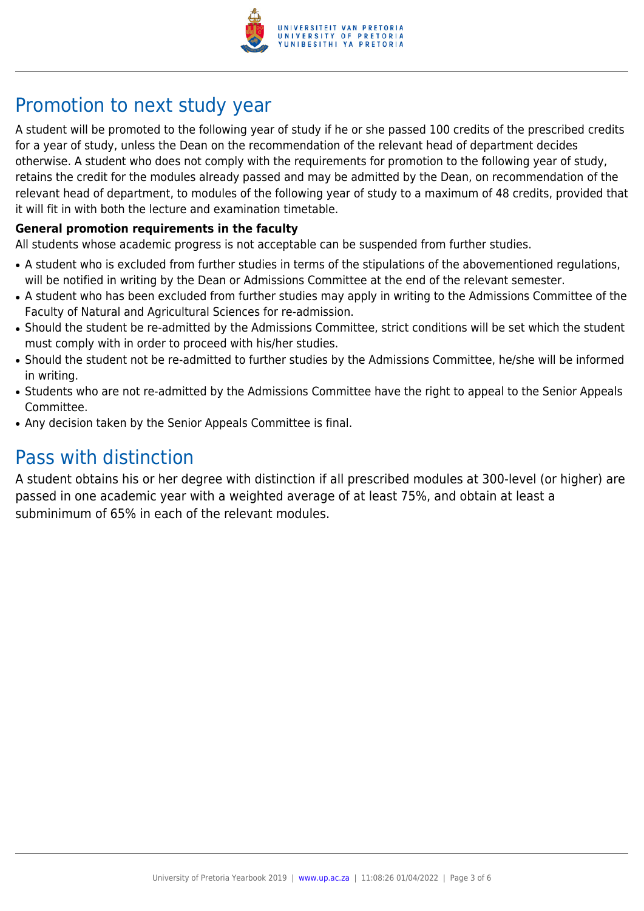## Promotion to next study year

A student will be promoted to the following year of study if he or she passed 100 credits of the prescribed credits for a year of study, unless the Dean on the recommendation of the relevant head of department decides otherwise. A student who does not comply with the requirements for promotion to the following year of study, retains the credit for the modules already passed and may be admitted by the Dean, on recommendation of the relevant head of department, to modules of the following year of study to a maximum of 48 credits, provided that it will fit in with both the lecture and examination timetable.

**General promotion requirements in the faculty**

All students whose academic progress is not acceptable can be suspended from further studies.

- A student who is excluded from further studies in terms of the stipulations of the abovementioned regulations, will be notified in writing by the Dean or Admissions Committee at the end of the relevant semester.
- A student who has been excluded from further studies may apply in writing to the Admissions Committee of the Faculty of Natural and Agricultural Sciences for re-admission.
- Should the student be re-admitted by the Admissions Committee, strict conditions will be set which the student must comply with in order to proceed with his/her studies.
- Should the student not be re-admitted to further studies by the Admissions Committee, he/she will be informed in writing.
- Students who are not re-admitted by the Admissions Committee have the right to appeal to the Senior Appeals Committee.
- Any decision taken by the Senior Appeals Committee is final.

## Pass with distinction

A student obtains his or her degree with distinction if all prescribed modules at 300-level (or higher) are passed in one academic year with a weighted average of at least 75%, and obtain at least a subminimum of 65% in each of the relevant modules.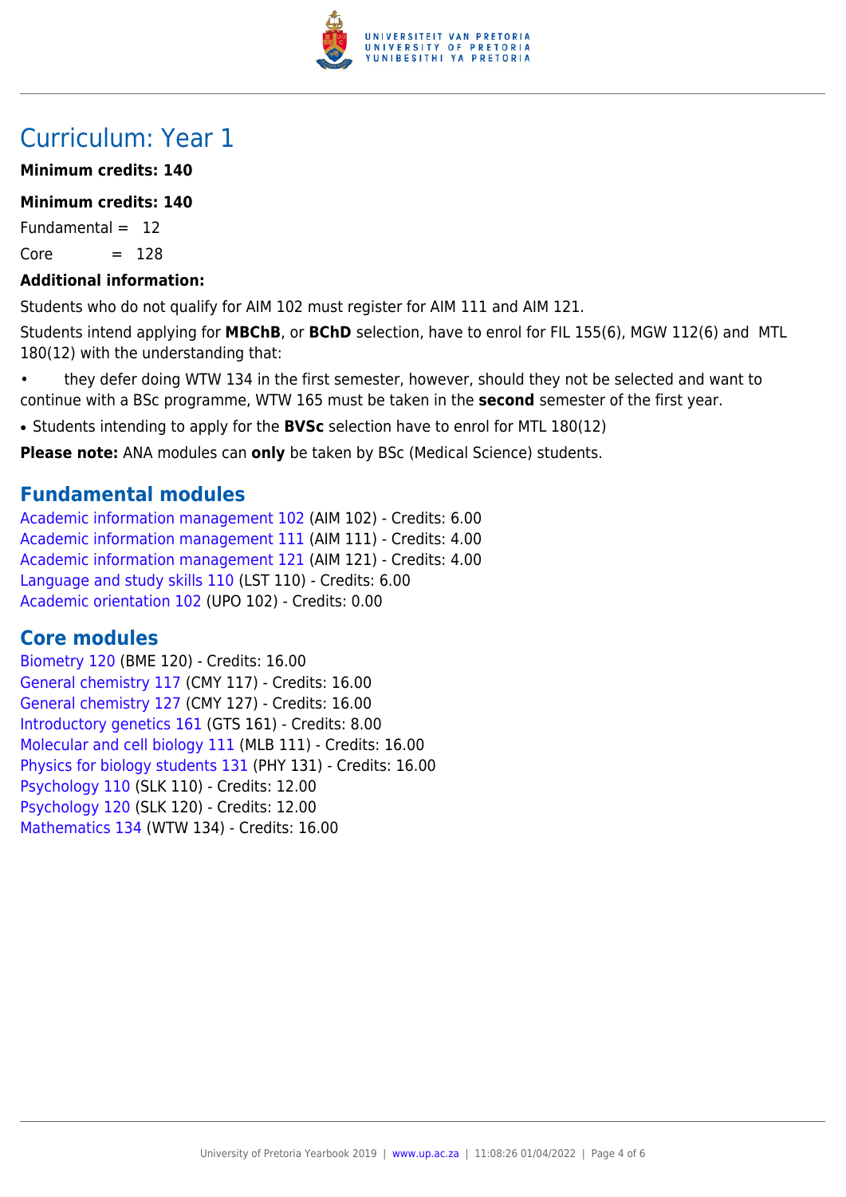# Curriculum: Year 1

**Minimum credits: 140**

**Minimum credits: 140**

Fundamental = 12

Core = 128

**Additional information:**

Students who do not qualify for AIM 102 must register for AIM 111 and AIM 121.

Students intend applying for **MBChB**, or **BChD** selection, have to enrol for FIL 155(6), MGW 112(6) and MTL 180(12) with the understanding that:

- they defer doing WTW 134 in the first semester, however, should they not be selected and want to continue with a BSc programme, WTW 165 must be taken in the **second** semester of the first year.

- Students intending to apply for the **BVSc** selection have to enrol for MTL 180(12)

**Please note:** ANA modules can **only** be taken by BSc (Medical Science) students.

## Fundamental modules

Academic information management 102 (AIM 102) - Credits: 6.00
Academic information management 111 (AIM 111) - Credits: 4.00
Academic information management 121 (AIM 121) - Credits: 4.00
Language and study skills 110 (LST 110) - Credits: 6.00
Academic orientation 102 (UPO 102) - Credits: 0.00

## Core modules

Biometry 120 (BME 120) - Credits: 16.00
General chemistry 117 (CMY 117) - Credits: 16.00
General chemistry 127 (CMY 127) - Credits: 16.00
Introductory genetics 161 (GTS 161) - Credits: 8.00
Molecular and cell biology 111 (MLB 111) - Credits: 16.00
Physics for biology students 131 (PHY 131) - Credits: 16.00
Psychology 110 (SLK 110) - Credits: 12.00
Psychology 120 (SLK 120) - Credits: 12.00
Mathematics 134 (WTW 134) - Credits: 16.00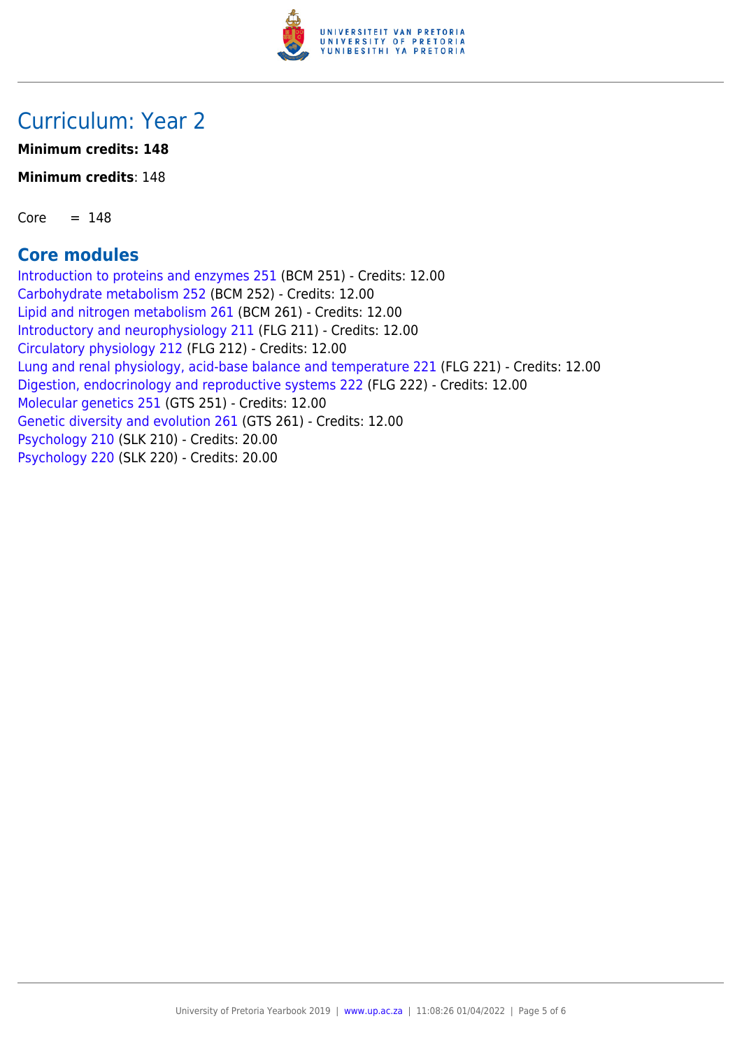# Curriculum: Year 2

**Minimum credits: 148**

**Minimum credits**: 148

Core = 148

## Core modules

Introduction to proteins and enzymes 251 (BCM 251) - Credits: 12.00
Carbohydrate metabolism 252 (BCM 252) - Credits: 12.00
Lipid and nitrogen metabolism 261 (BCM 261) - Credits: 12.00
Introductory and neurophysiology 211 (FLG 211) - Credits: 12.00
Circulatory physiology 212 (FLG 212) - Credits: 12.00
Lung and renal physiology, acid-base balance and temperature 221 (FLG 221) - Credits: 12.00
Digestion, endocrinology and reproductive systems 222 (FLG 222) - Credits: 12.00
Molecular genetics 251 (GTS 251) - Credits: 12.00
Genetic diversity and evolution 261 (GTS 261) - Credits: 12.00
Psychology 210 (SLK 210) - Credits: 20.00
Psychology 220 (SLK 220) - Credits: 20.00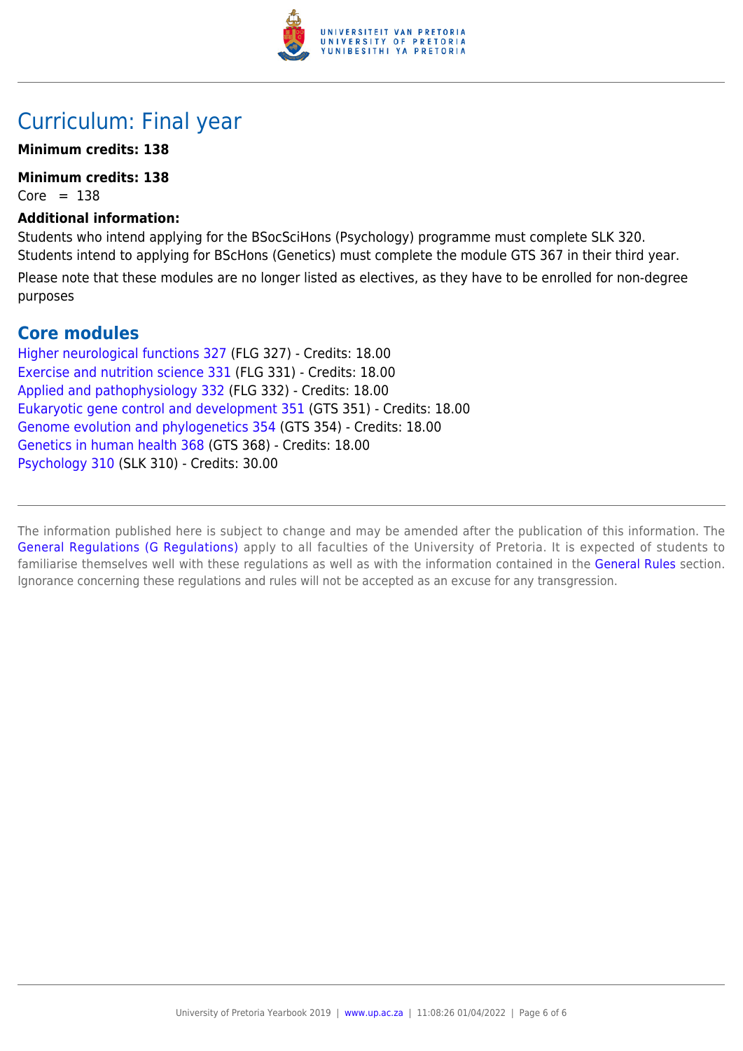# Curriculum: Final year

**Minimum credits: 138**

**Minimum credits: 138**

Core = 138

**Additional information:**

Students who intend applying for the BSocSciHons (Psychology) programme must complete SLK 320.
Students intend to applying for BScHons (Genetics) must complete the module GTS 367 in their third year.

Please note that these modules are no longer listed as electives, as they have to be enrolled for non-degree purposes

## Core modules

Higher neurological functions 327 (FLG 327) - Credits: 18.00
Exercise and nutrition science 331 (FLG 331) - Credits: 18.00
Applied and pathophysiology 332 (FLG 332) - Credits: 18.00
Eukaryotic gene control and development 351 (GTS 351) - Credits: 18.00
Genome evolution and phylogenetics 354 (GTS 354) - Credits: 18.00
Genetics in human health 368 (GTS 368) - Credits: 18.00
Psychology 310 (SLK 310) - Credits: 30.00

The information published here is subject to change and may be amended after the publication of this information. The General Regulations (G Regulations) apply to all faculties of the University of Pretoria. It is expected of students to familiarise themselves well with these regulations as well as with the information contained in the General Rules section. Ignorance concerning these regulations and rules will not be accepted as an excuse for any transgression.